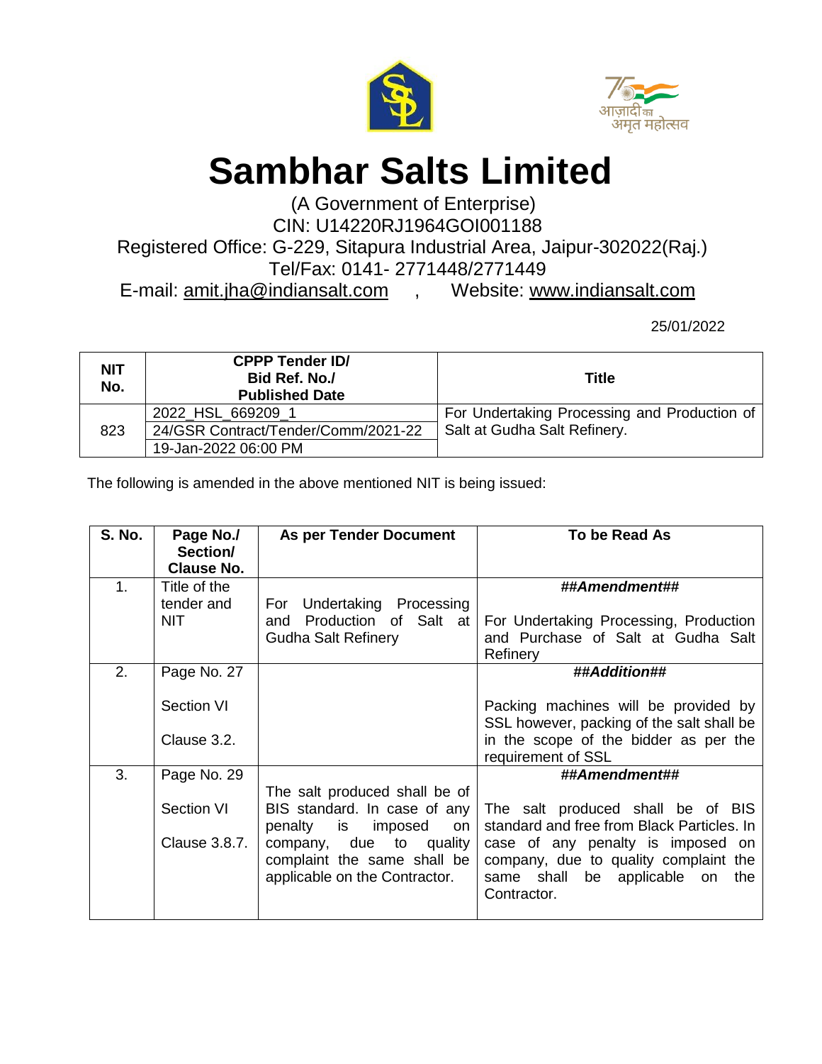# Sambhar Salts Limited

(A Government of Enterprise)
CIN: U14220RJ1964GOI001188
Registered Office: G-229, Sitapura Industrial Area, Jaipur-302022(Raj.)
Tel/Fax: 0141- 2771448/2771449
E-mail: amit.jha@indiansalt.com , Website: www.indiansalt.com

25/01/2022

| NIT No. | CPPP Tender ID/ Bid Ref. No./ Published Date | Title |
|---|---|---|
| 823 | 2022_HSL_669209_1 | For Undertaking Processing and Production of Salt at Gudha Salt Refinery. |
| | 24/GSR Contract/Tender/Comm/2021-22 | |
| | 19-Jan-2022 06:00 PM | |

The following is amended in the above mentioned NIT is being issued:

| S. No. | Page No./ Section/ Clause No. | As per Tender Document | To be Read As |
|---|---|---|---|
| 1. | Title of the tender and NIT | For Undertaking Processing and Production of Salt at Gudha Salt Refinery | ***##Amendment##*** For Undertaking Processing, Production and Purchase of Salt at Gudha Salt Refinery |
| 2. | Page No. 27 Section VI Clause 3.2. | | ***##Addition##*** Packing machines will be provided by SSL however, packing of the salt shall be in the scope of the bidder as per the requirement of SSL |
| 3. | Page No. 29 Section VI Clause 3.8.7. | The salt produced shall be of BIS standard. In case of any penalty is imposed on company, due to quality complaint the same shall be applicable on the Contractor. | ***##Amendment##*** The salt produced shall be of BIS standard and free from Black Particles. In case of any penalty is imposed on company, due to quality complaint the same shall be applicable on the Contractor. |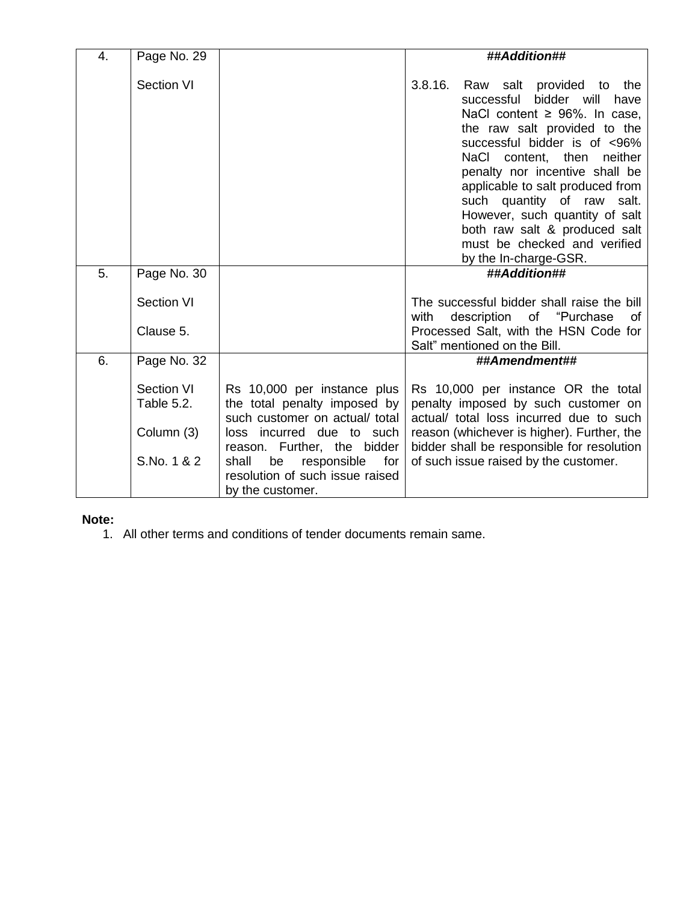| | | | |
|---|---|---|---|
| 4. | Page No. 29<br><br>Section VI | | ***##Addition##***<br><br>3.8.16. Raw salt provided to the successful bidder will have NaCl content ≥ 96%. In case, the raw salt provided to the successful bidder is of <96% NaCl content, then neither penalty nor incentive shall be applicable to salt produced from such quantity of raw salt. However, such quantity of salt both raw salt & produced salt must be checked and verified by the In-charge-GSR. |
| 5. | Page No. 30<br><br>Section VI<br><br>Clause 5. | | ***##Addition##***<br><br>The successful bidder shall raise the bill with description of "Purchase of Processed Salt, with the HSN Code for Salt" mentioned on the Bill. |
| 6. | Page No. 32<br><br>Section VI Table 5.2.<br><br>Column (3)<br><br>S.No. 1 & 2 | Rs 10,000 per instance plus the total penalty imposed by such customer on actual/ total loss incurred due to such reason. Further, the bidder shall be responsible for resolution of such issue raised by the customer. | ***##Amendment##***<br><br>Rs 10,000 per instance OR the total penalty imposed by such customer on actual/ total loss incurred due to such reason (whichever is higher). Further, the bidder shall be responsible for resolution of such issue raised by the customer. |

**Note:**

1. All other terms and conditions of tender documents remain same.